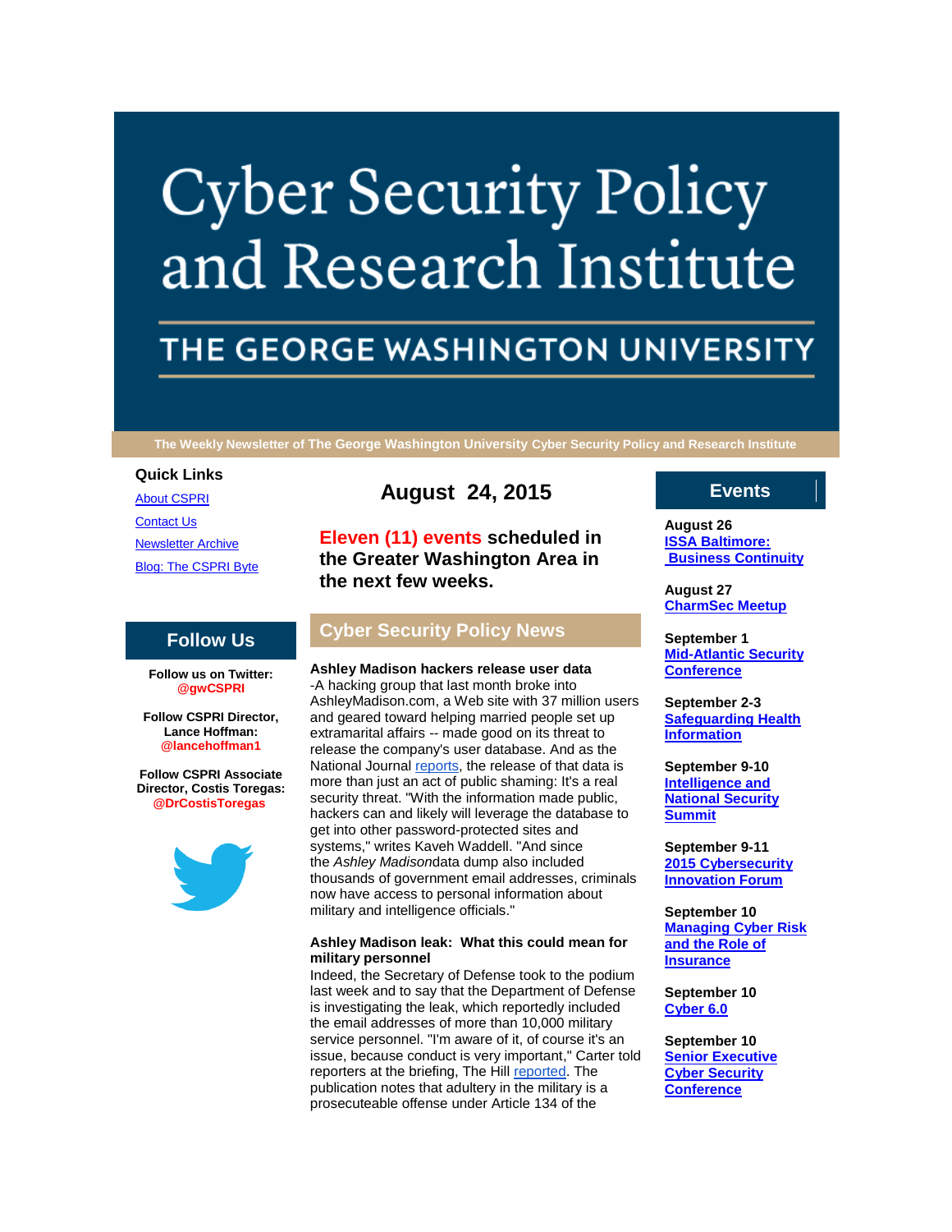# Cyber Security Policy and Research Institute

## THE GEORGE WASHINGTON UNIVERSITY

The Weekly Newsletter of The George Washington University Cyber Security Policy and Research Institute

**Quick Links**

[About CSPRI]

[Contact Us]

[Newsletter Archive]

[Blog: The CSPRI Byte]

## Follow Us

**Follow us on Twitter: @gwCSPRI**

**Follow CSPRI Director, Lance Hoffman: @lancehoffman1**

**Follow CSPRI Associate Director, Costis Toregas: @DrCostisToregas**

## August 24, 2015

**Eleven (11) events scheduled in the Greater Washington Area in the next few weeks.**

## Cyber Security Policy News

**Ashley Madison hackers release user data**

-A hacking group that last month broke into AshleyMadison.com, a Web site with 37 million users and geared toward helping married people set up extramarital affairs -- made good on its threat to release the company's user database. And as the National Journal [reports], the release of that data is more than just an act of public shaming: It's a real security threat. "With the information made public, hackers can and likely will leverage the database to get into other password-protected sites and systems," writes Kaveh Waddell. "And since the *Ashley Madison*data dump also included thousands of government email addresses, criminals now have access to personal information about military and intelligence officials."

**Ashley Madison leak: What this could mean for military personnel**

Indeed, the Secretary of Defense took to the podium last week and to say that the Department of Defense is investigating the leak, which reportedly included the email addresses of more than 10,000 military service personnel. "I'm aware of it, of course it's an issue, because conduct is very important," Carter told reporters at the briefing, The Hill [reported]. The publication notes that adultery in the military is a prosecuteable offense under Article 134 of the

## Events

**August 26**
[ISSA Baltimore: Business Continuity]

**August 27**
[CharmSec Meetup]

**September 1**
[Mid-Atlantic Security Conference]

**September 2-3**
[Safeguarding Health Information]

**September 9-10**
[Intelligence and National Security Summit]

**September 9-11**
[2015 Cybersecurity Innovation Forum]

**September 10**
[Managing Cyber Risk and the Role of Insurance]

**September 10**
[Cyber 6.0]

**September 10**
[Senior Executive Cyber Security Conference]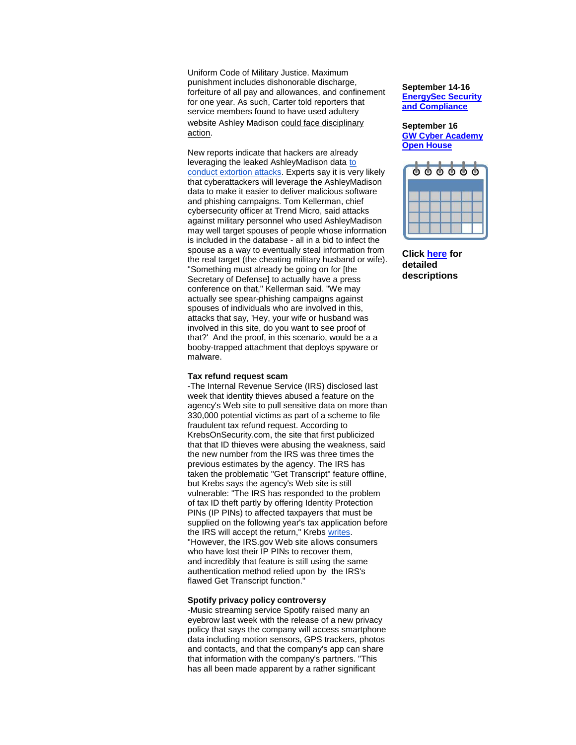Uniform Code of Military Justice. Maximum punishment includes dishonorable discharge, forfeiture of all pay and allowances, and confinement for one year. As such, Carter told reporters that service members found to have used adultery website Ashley Madison could face disciplinary action.

New reports indicate that hackers are already leveraging the leaked AshleyMadison data to conduct extortion attacks. Experts say it is very likely that cyberattackers will leverage the AshleyMadison data to make it easier to deliver malicious software and phishing campaigns. Tom Kellerman, chief cybersecurity officer at Trend Micro, said attacks against military personnel who used AshleyMadison may well target spouses of people whose information is included in the database - all in a bid to infect the spouse as a way to eventually steal information from the real target (the cheating military husband or wife). "Something must already be going on for [the Secretary of Defense] to actually have a press conference on that," Kellerman said. "We may actually see spear-phishing campaigns against spouses of individuals who are involved in this, attacks that say, 'Hey, your wife or husband was involved in this site, do you want to see proof of that?' And the proof, in this scenario, would be a a booby-trapped attachment that deploys spyware or malware.

**Tax refund request scam**

-The Internal Revenue Service (IRS) disclosed last week that identity thieves abused a feature on the agency's Web site to pull sensitive data on more than 330,000 potential victims as part of a scheme to file fraudulent tax refund request. According to KrebsOnSecurity.com, the site that first publicized that that ID thieves were abusing the weakness, said the new number from the IRS was three times the previous estimates by the agency. The IRS has taken the problematic "Get Transcript" feature offline, but Krebs says the agency's Web site is still vulnerable: "The IRS has responded to the problem of tax ID theft partly by offering Identity Protection PINs (IP PINs) to affected taxpayers that must be supplied on the following year's tax application before the IRS will accept the return," Krebs writes. "However, the IRS.gov Web site allows consumers who have lost their IP PINs to recover them, and incredibly that feature is still using the same authentication method relied upon by the IRS's flawed Get Transcript function."

**Spotify privacy policy controversy**

-Music streaming service Spotify raised many an eyebrow last week with the release of a new privacy policy that says the company will access smartphone data including motion sensors, GPS trackers, photos and contacts, and that the company's app can share that information with the company's partners. "This has all been made apparent by a rather significant

**September 14-16**
**EnergySec Security and Compliance**

**September 16**
**GW Cyber Academy Open House**

**Click here for detailed descriptions**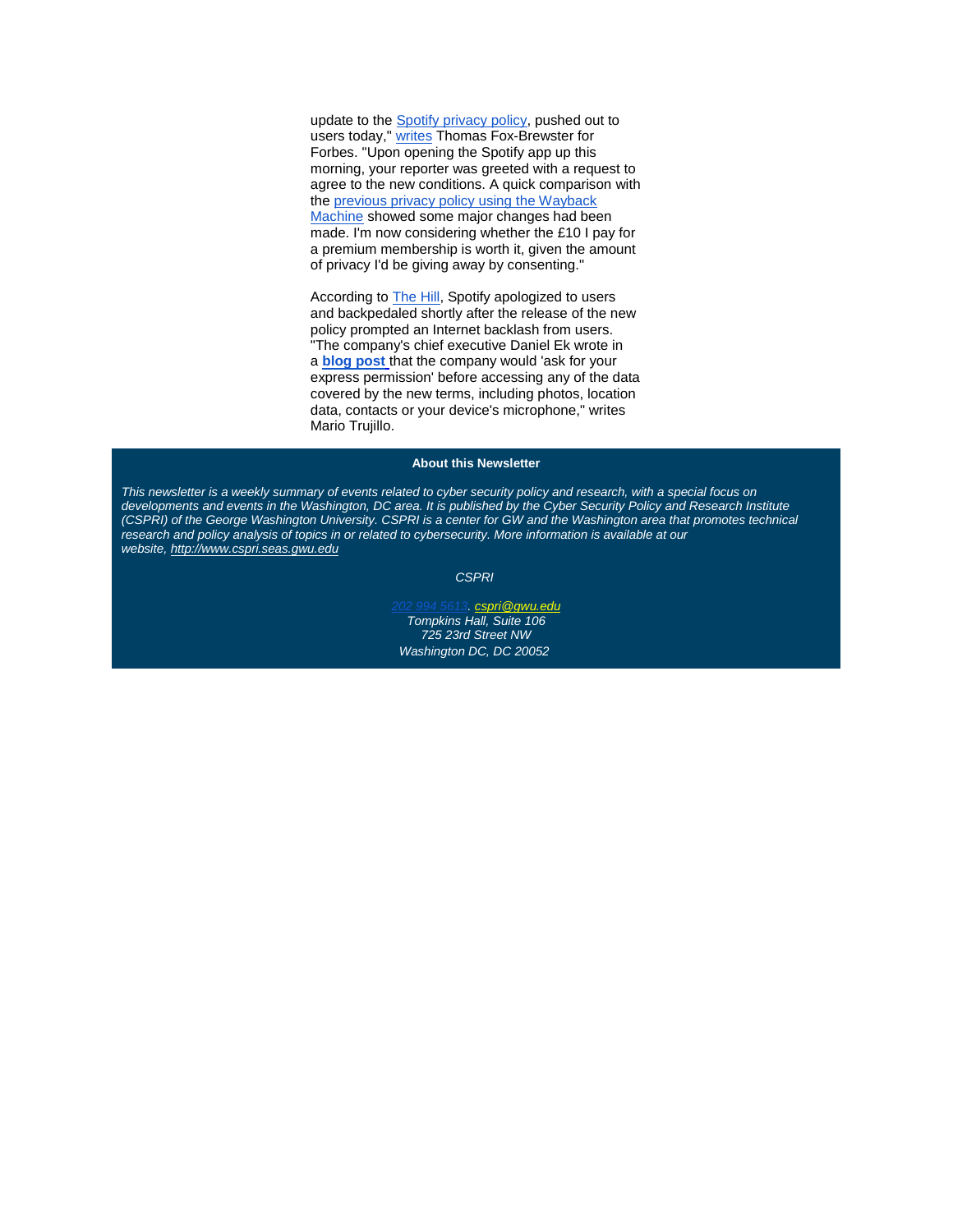update to the Spotify privacy policy, pushed out to users today," writes Thomas Fox-Brewster for Forbes. "Upon opening the Spotify app up this morning, your reporter was greeted with a request to agree to the new conditions. A quick comparison with the previous privacy policy using the Wayback Machine showed some major changes had been made. I'm now considering whether the £10 I pay for a premium membership is worth it, given the amount of privacy I'd be giving away by consenting."

According to The Hill, Spotify apologized to users and backpedaled shortly after the release of the new policy prompted an Internet backlash from users. "The company's chief executive Daniel Ek wrote in a **blog post** that the company would 'ask for your express permission' before accessing any of the data covered by the new terms, including photos, location data, contacts or your device's microphone," writes Mario Trujillo.

**About this Newsletter**

*This newsletter is a weekly summary of events related to cyber security policy and research, with a special focus on developments and events in the Washington, DC area. It is published by the Cyber Security Policy and Research Institute (CSPRI) of the George Washington University. CSPRI is a center for GW and the Washington area that promotes technical research and policy analysis of topics in or related to cybersecurity. More information is available at our website, http://www.cspri.seas.gwu.edu*

*CSPRI*

*202 994 5613, cspri@gwu.edu*
*Tompkins Hall, Suite 106*
*725 23rd Street NW*
*Washington DC, DC 20052*